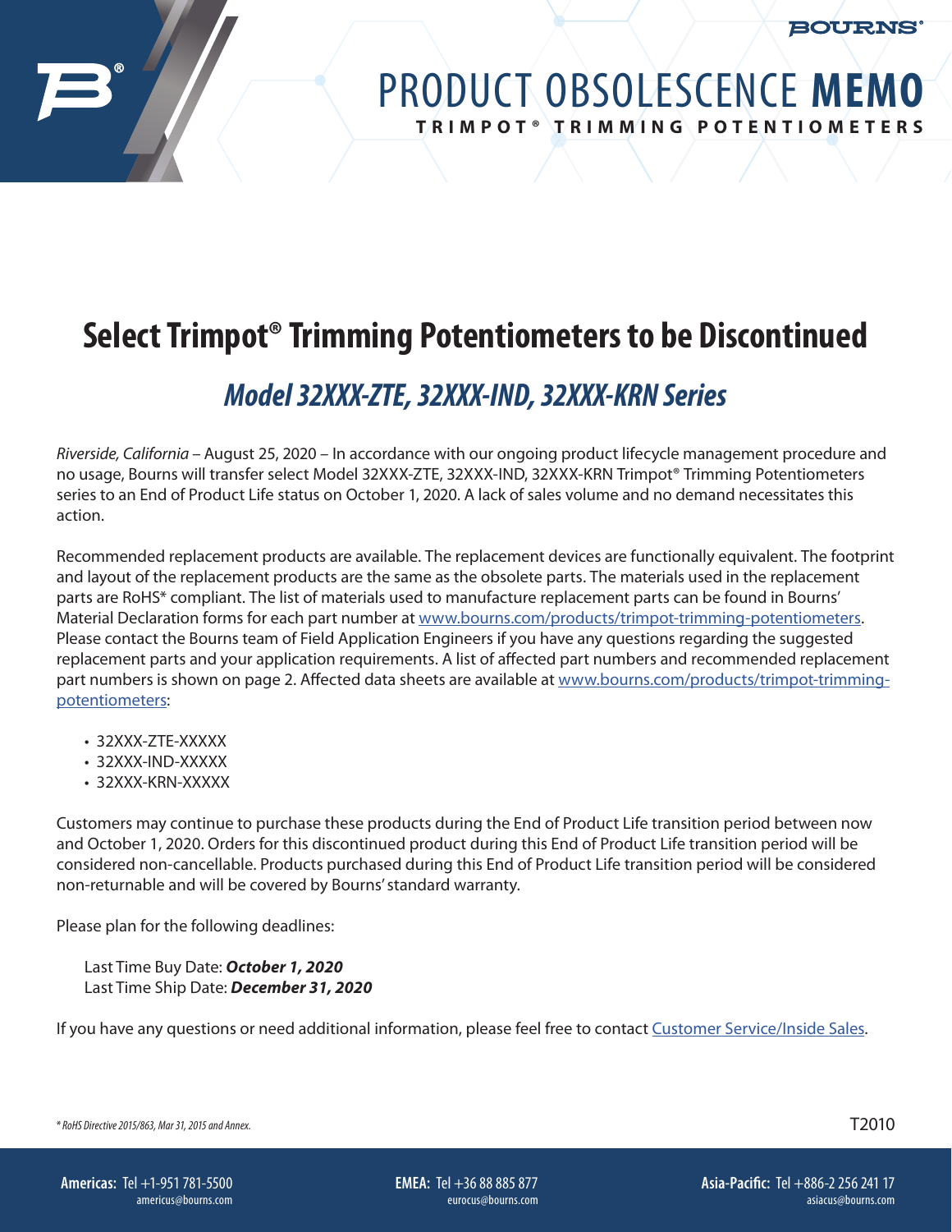# PRODUCT OBSOLESCENCE **MEMO**

**TRIMPOT® TRIMMING POTENTIOMETERS**

## Select Trimpot® Trimming Potentiometers to be Discontinued

### *Model 32XXX-ZTE, 32XXX-IND, 32XXX-KRN Series*

*Riverside, California* – August 25, 2020 – In accordance with our ongoing product lifecycle management procedure and no usage, Bourns will transfer select Model 32XXX-ZTE, 32XXX-IND, 32XXX-KRN Trimpot® Trimming Potentiometers series to an End of Product Life status on October 1, 2020. A lack of sales volume and no demand necessitates this action.

Recommended replacement products are available. The replacement devices are functionally equivalent. The footprint and layout of the replacement products are the same as the obsolete parts. The materials used in the replacement parts are RoHS* compliant. The list of materials used to manufacture replacement parts can be found in Bourns' Material Declaration forms for each part number at www.bourns.com/products/trimpot-trimming-potentiometers. Please contact the Bourns team of Field Application Engineers if you have any questions regarding the suggested replacement parts and your application requirements. A list of affected part numbers and recommended replacement part numbers is shown on page 2. Affected data sheets are available at www.bourns.com/products/trimpot-trimming-potentiometers:

- 32XXX-ZTE-XXXXX
- 32XXX-IND-XXXXX
- 32XXX-KRN-XXXXX

Customers may continue to purchase these products during the End of Product Life transition period between now and October 1, 2020. Orders for this discontinued product during this End of Product Life transition period will be considered non-cancellable. Products purchased during this End of Product Life transition period will be considered non-returnable and will be covered by Bourns' standard warranty.

Please plan for the following deadlines:

Last Time Buy Date: ***October 1, 2020***
Last Time Ship Date: ***December 31, 2020***

If you have any questions or need additional information, please feel free to contact Customer Service/Inside Sales.

*\* RoHS Directive 2015/863, Mar 31, 2015 and Annex.*

T2010

**Americas:** Tel +1-951 781-5500 americus@bourns.com

**EMEA:** Tel +36 88 885 877 eurocus@bourns.com

**Asia-Pacific:** Tel +886-2 256 241 17 asiacus@bourns.com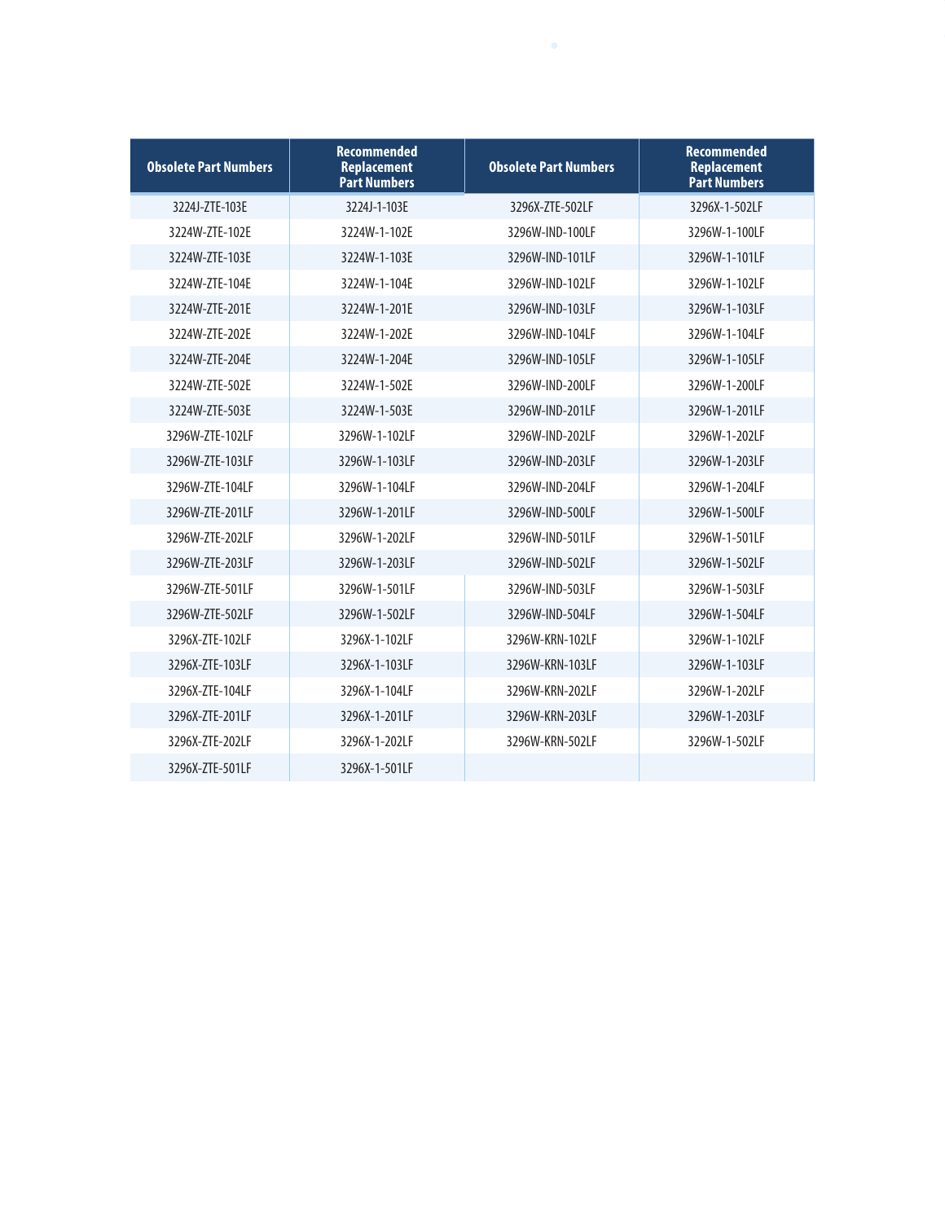| Obsolete Part Numbers | Recommended Replacement Part Numbers | Obsolete Part Numbers | Recommended Replacement Part Numbers |
|---|---|---|---|
| 3224J-ZTE-103E | 3224J-1-103E | 3296X-ZTE-502LF | 3296X-1-502LF |
| 3224W-ZTE-102E | 3224W-1-102E | 3296W-IND-100LF | 3296W-1-100LF |
| 3224W-ZTE-103E | 3224W-1-103E | 3296W-IND-101LF | 3296W-1-101LF |
| 3224W-ZTE-104E | 3224W-1-104E | 3296W-IND-102LF | 3296W-1-102LF |
| 3224W-ZTE-201E | 3224W-1-201E | 3296W-IND-103LF | 3296W-1-103LF |
| 3224W-ZTE-202E | 3224W-1-202E | 3296W-IND-104LF | 3296W-1-104LF |
| 3224W-ZTE-204E | 3224W-1-204E | 3296W-IND-105LF | 3296W-1-105LF |
| 3224W-ZTE-502E | 3224W-1-502E | 3296W-IND-200LF | 3296W-1-200LF |
| 3224W-ZTE-503E | 3224W-1-503E | 3296W-IND-201LF | 3296W-1-201LF |
| 3296W-ZTE-102LF | 3296W-1-102LF | 3296W-IND-202LF | 3296W-1-202LF |
| 3296W-ZTE-103LF | 3296W-1-103LF | 3296W-IND-203LF | 3296W-1-203LF |
| 3296W-ZTE-104LF | 3296W-1-104LF | 3296W-IND-204LF | 3296W-1-204LF |
| 3296W-ZTE-201LF | 3296W-1-201LF | 3296W-IND-500LF | 3296W-1-500LF |
| 3296W-ZTE-202LF | 3296W-1-202LF | 3296W-IND-501LF | 3296W-1-501LF |
| 3296W-ZTE-203LF | 3296W-1-203LF | 3296W-IND-502LF | 3296W-1-502LF |
| 3296W-ZTE-501LF | 3296W-1-501LF | 3296W-IND-503LF | 3296W-1-503LF |
| 3296W-ZTE-502LF | 3296W-1-502LF | 3296W-IND-504LF | 3296W-1-504LF |
| 3296X-ZTE-102LF | 3296X-1-102LF | 3296W-KRN-102LF | 3296W-1-102LF |
| 3296X-ZTE-103LF | 3296X-1-103LF | 3296W-KRN-103LF | 3296W-1-103LF |
| 3296X-ZTE-104LF | 3296X-1-104LF | 3296W-KRN-202LF | 3296W-1-202LF |
| 3296X-ZTE-201LF | 3296X-1-201LF | 3296W-KRN-203LF | 3296W-1-203LF |
| 3296X-ZTE-202LF | 3296X-1-202LF | 3296W-KRN-502LF | 3296W-1-502LF |
| 3296X-ZTE-501LF | 3296X-1-501LF | | |